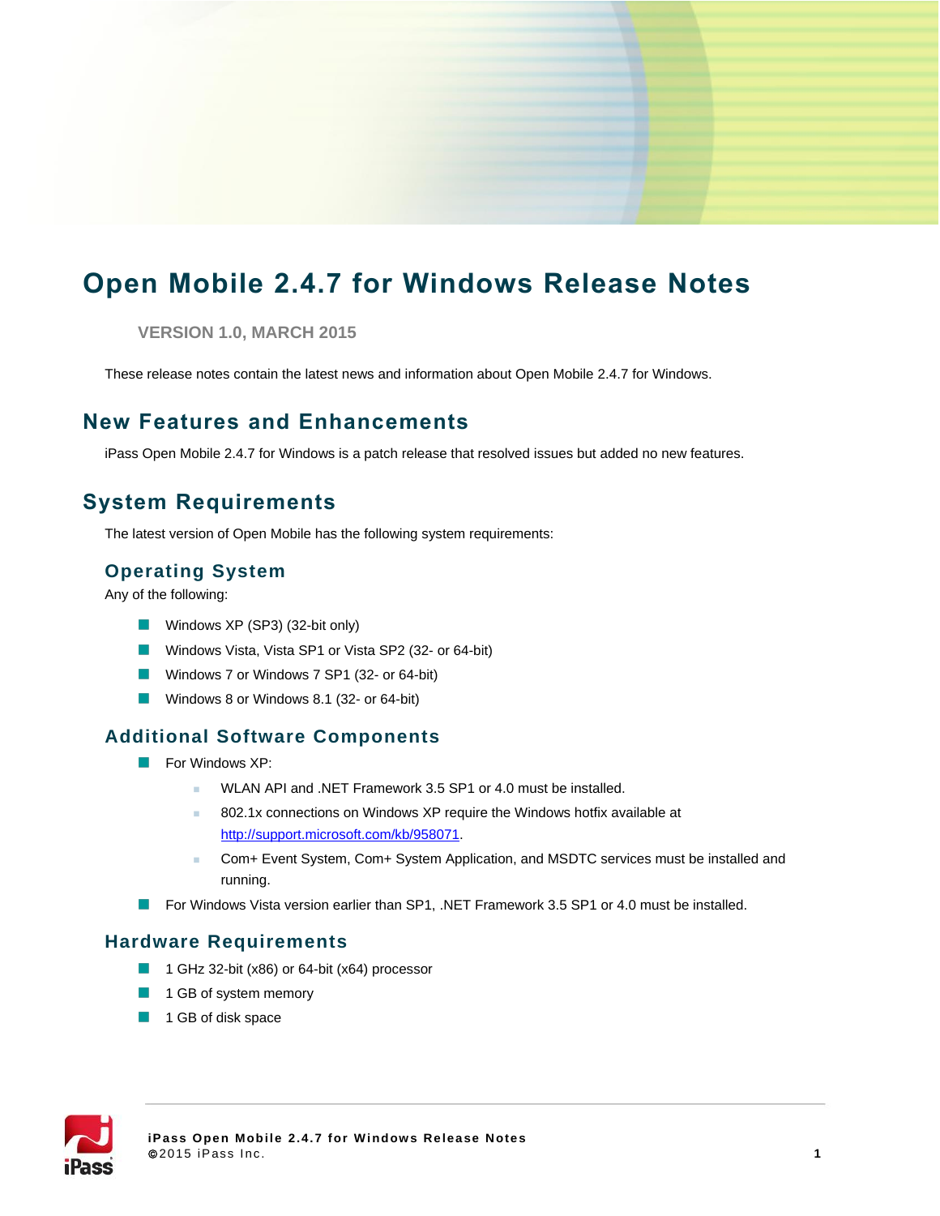# Open Mobile 2.4.7 for Windows Release Notes

VERSION 1.0, MARCH 2015

These release notes contain the latest news and information about Open Mobile 2.4.7 for Windows.

## New Features and Enhancements

iPass Open Mobile 2.4.7 for Windows is a patch release that resolved issues but added no new features.

## System Requirements

The latest version of Open Mobile has the following system requirements:

### Operating System

Any of the following:

- Windows XP (SP3) (32-bit only)
- Windows Vista, Vista SP1 or Vista SP2 (32- or 64-bit)
- Windows 7 or Windows 7 SP1 (32- or 64-bit)
- Windows 8 or Windows 8.1 (32- or 64-bit)

### Additional Software Components

- For Windows XP:
  - WLAN API and .NET Framework 3.5 SP1 or 4.0 must be installed.
  - 802.1x connections on Windows XP require the Windows hotfix available at http://support.microsoft.com/kb/958071.
  - Com+ Event System, Com+ System Application, and MSDTC services must be installed and running.
- For Windows Vista version earlier than SP1, .NET Framework 3.5 SP1 or 4.0 must be installed.

### Hardware Requirements

- 1 GHz 32-bit (x86) or 64-bit (x64) processor
- 1 GB of system memory
- 1 GB of disk space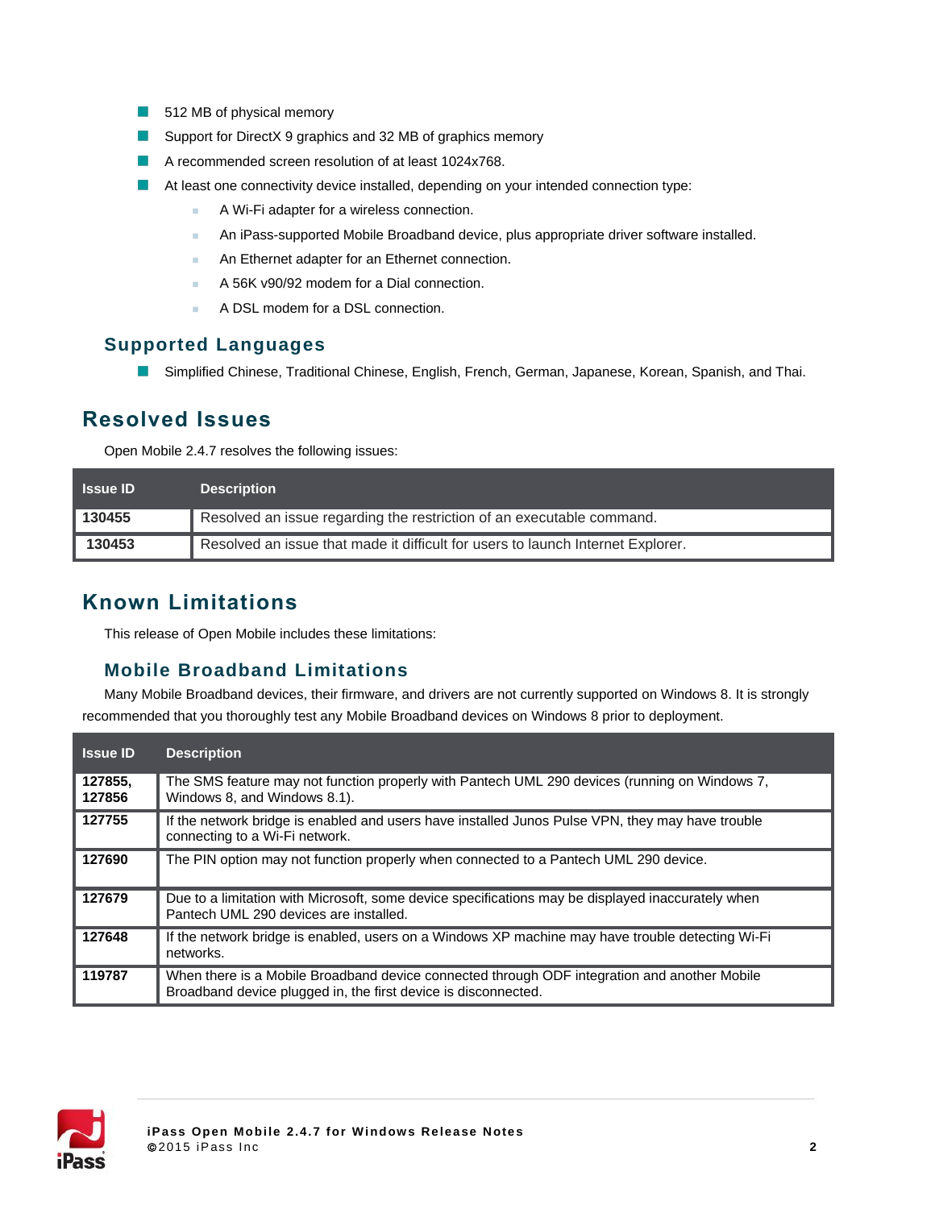- 512 MB of physical memory
- Support for DirectX 9 graphics and 32 MB of graphics memory
- A recommended screen resolution of at least 1024x768.
- At least one connectivity device installed, depending on your intended connection type:
  - A Wi-Fi adapter for a wireless connection.
  - An iPass-supported Mobile Broadband device, plus appropriate driver software installed.
  - An Ethernet adapter for an Ethernet connection.
  - A 56K v90/92 modem for a Dial connection.
  - A DSL modem for a DSL connection.

### Supported Languages

- Simplified Chinese, Traditional Chinese, English, French, German, Japanese, Korean, Spanish, and Thai.

## Resolved Issues

Open Mobile 2.4.7 resolves the following issues:

| Issue ID | Description |
|---|---|
| **130455** | Resolved an issue regarding the restriction of an executable command. |
| **130453** | Resolved an issue that made it difficult for users to launch Internet Explorer. |

## Known Limitations

This release of Open Mobile includes these limitations:

### Mobile Broadband Limitations

Many Mobile Broadband devices, their firmware, and drivers are not currently supported on Windows 8. It is strongly recommended that you thoroughly test any Mobile Broadband devices on Windows 8 prior to deployment.

| Issue ID | Description |
|---|---|
| **127855, 127856** | The SMS feature may not function properly with Pantech UML 290 devices (running on Windows 7, Windows 8, and Windows 8.1). |
| **127755** | If the network bridge is enabled and users have installed Junos Pulse VPN, they may have trouble connecting to a Wi-Fi network. |
| **127690** | The PIN option may not function properly when connected to a Pantech UML 290 device. |
| **127679** | Due to a limitation with Microsoft, some device specifications may be displayed inaccurately when Pantech UML 290 devices are installed. |
| **127648** | If the network bridge is enabled, users on a Windows XP machine may have trouble detecting Wi-Fi networks. |
| **119787** | When there is a Mobile Broadband device connected through ODF integration and another Mobile Broadband device plugged in, the first device is disconnected. |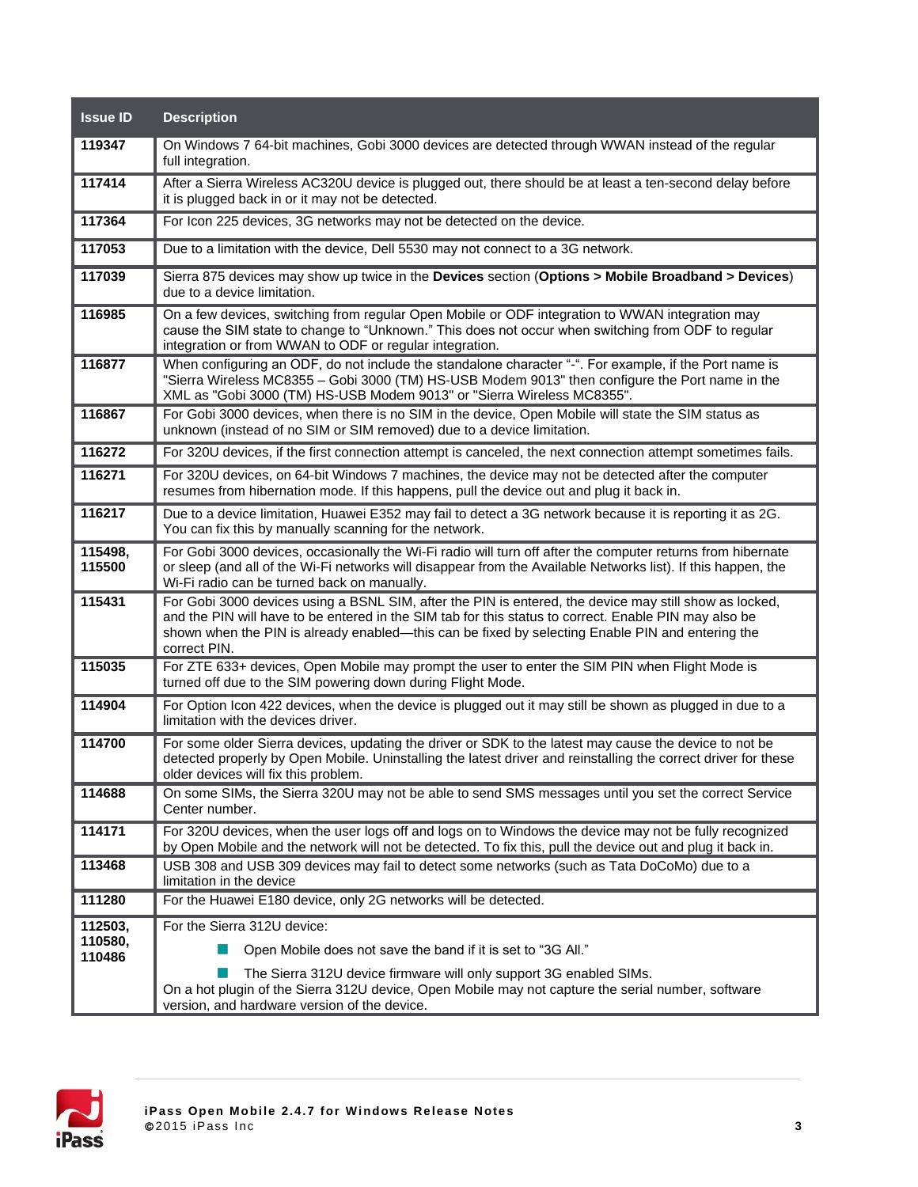| Issue ID | Description |
|---|---|
| 119347 | On Windows 7 64-bit machines, Gobi 3000 devices are detected through WWAN instead of the regular full integration. |
| 117414 | After a Sierra Wireless AC320U device is plugged out, there should be at least a ten-second delay before it is plugged back in or it may not be detected. |
| 117364 | For Icon 225 devices, 3G networks may not be detected on the device. |
| 117053 | Due to a limitation with the device, Dell 5530 may not connect to a 3G network. |
| 117039 | Sierra 875 devices may show up twice in the **Devices** section (**Options > Mobile Broadband > Devices**) due to a device limitation. |
| 116985 | On a few devices, switching from regular Open Mobile or ODF integration to WWAN integration may cause the SIM state to change to "Unknown." This does not occur when switching from ODF to regular integration or from WWAN to ODF or regular integration. |
| 116877 | When configuring an ODF, do not include the standalone character "-". For example, if the Port name is "Sierra Wireless MC8355 – Gobi 3000 (TM) HS-USB Modem 9013" then configure the Port name in the XML as "Gobi 3000 (TM) HS-USB Modem 9013" or "Sierra Wireless MC8355". |
| 116867 | For Gobi 3000 devices, when there is no SIM in the device, Open Mobile will state the SIM status as unknown (instead of no SIM or SIM removed) due to a device limitation. |
| 116272 | For 320U devices, if the first connection attempt is canceled, the next connection attempt sometimes fails. |
| 116271 | For 320U devices, on 64-bit Windows 7 machines, the device may not be detected after the computer resumes from hibernation mode. If this happens, pull the device out and plug it back in. |
| 116217 | Due to a device limitation, Huawei E352 may fail to detect a 3G network because it is reporting it as 2G. You can fix this by manually scanning for the network. |
| 115498, 115500 | For Gobi 3000 devices, occasionally the Wi-Fi radio will turn off after the computer returns from hibernate or sleep (and all of the Wi-Fi networks will disappear from the Available Networks list). If this happen, the Wi-Fi radio can be turned back on manually. |
| 115431 | For Gobi 3000 devices using a BSNL SIM, after the PIN is entered, the device may still show as locked, and the PIN will have to be entered in the SIM tab for this status to correct. Enable PIN may also be shown when the PIN is already enabled—this can be fixed by selecting Enable PIN and entering the correct PIN. |
| 115035 | For ZTE 633+ devices, Open Mobile may prompt the user to enter the SIM PIN when Flight Mode is turned off due to the SIM powering down during Flight Mode. |
| 114904 | For Option Icon 422 devices, when the device is plugged out it may still be shown as plugged in due to a limitation with the devices driver. |
| 114700 | For some older Sierra devices, updating the driver or SDK to the latest may cause the device to not be detected properly by Open Mobile. Uninstalling the latest driver and reinstalling the correct driver for these older devices will fix this problem. |
| 114688 | On some SIMs, the Sierra 320U may not be able to send SMS messages until you set the correct Service Center number. |
| 114171 | For 320U devices, when the user logs off and logs on to Windows the device may not be fully recognized by Open Mobile and the network will not be detected. To fix this, pull the device out and plug it back in. |
| 113468 | USB 308 and USB 309 devices may fail to detect some networks (such as Tata DoCoMo) due to a limitation in the device |
| 111280 | For the Huawei E180 device, only 2G networks will be detected. |
| 112503, 110580, 110486 | For the Sierra 312U device:<br>- Open Mobile does not save the band if it is set to "3G All."<br>- The Sierra 312U device firmware will only support 3G enabled SIMs.<br>On a hot plugin of the Sierra 312U device, Open Mobile may not capture the serial number, software version, and hardware version of the device. |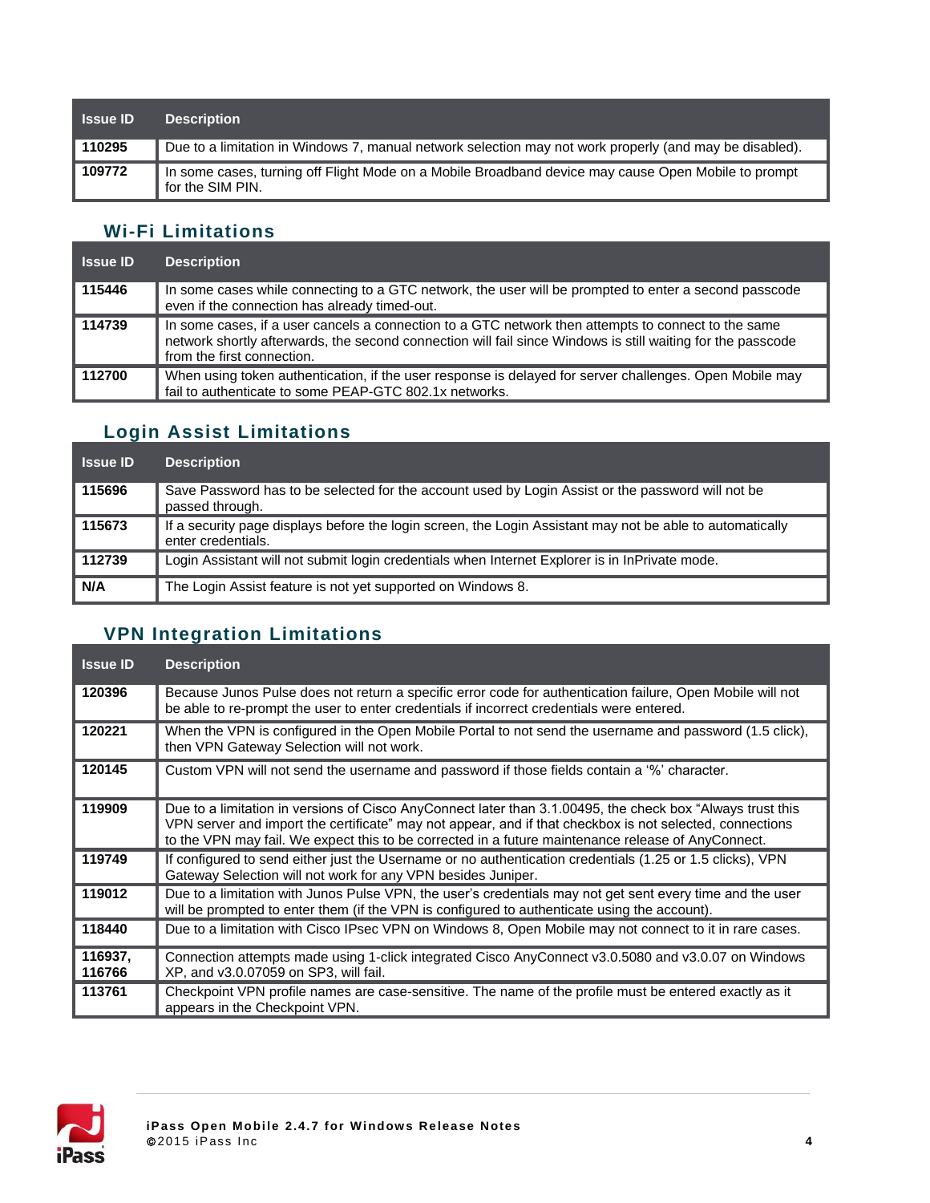| Issue ID | Description |
|---|---|
| 110295 | Due to a limitation in Windows 7, manual network selection may not work properly (and may be disabled). |
| 109772 | In some cases, turning off Flight Mode on a Mobile Broadband device may cause Open Mobile to prompt for the SIM PIN. |

### Wi-Fi Limitations

| Issue ID | Description |
|---|---|
| 115446 | In some cases while connecting to a GTC network, the user will be prompted to enter a second passcode even if the connection has already timed-out. |
| 114739 | In some cases, if a user cancels a connection to a GTC network then attempts to connect to the same network shortly afterwards, the second connection will fail since Windows is still waiting for the passcode from the first connection. |
| 112700 | When using token authentication, if the user response is delayed for server challenges. Open Mobile may fail to authenticate to some PEAP-GTC 802.1x networks. |

### Login Assist Limitations

| Issue ID | Description |
|---|---|
| 115696 | Save Password has to be selected for the account used by Login Assist or the password will not be passed through. |
| 115673 | If a security page displays before the login screen, the Login Assistant may not be able to automatically enter credentials. |
| 112739 | Login Assistant will not submit login credentials when Internet Explorer is in InPrivate mode. |
| N/A | The Login Assist feature is not yet supported on Windows 8. |

### VPN Integration Limitations

| Issue ID | Description |
|---|---|
| 120396 | Because Junos Pulse does not return a specific error code for authentication failure, Open Mobile will not be able to re-prompt the user to enter credentials if incorrect credentials were entered. |
| 120221 | When the VPN is configured in the Open Mobile Portal to not send the username and password (1.5 click), then VPN Gateway Selection will not work. |
| 120145 | Custom VPN will not send the username and password if those fields contain a '%' character. |
| 119909 | Due to a limitation in versions of Cisco AnyConnect later than 3.1.00495, the check box "Always trust this VPN server and import the certificate" may not appear, and if that checkbox is not selected, connections to the VPN may fail. We expect this to be corrected in a future maintenance release of AnyConnect. |
| 119749 | If configured to send either just the Username or no authentication credentials (1.25 or 1.5 clicks), VPN Gateway Selection will not work for any VPN besides Juniper. |
| 119012 | Due to a limitation with Junos Pulse VPN, the user's credentials may not get sent every time and the user will be prompted to enter them (if the VPN is configured to authenticate using the account). |
| 118440 | Due to a limitation with Cisco IPsec VPN on Windows 8, Open Mobile may not connect to it in rare cases. |
| 116937, 116766 | Connection attempts made using 1-click integrated Cisco AnyConnect v3.0.5080 and v3.0.07 on Windows XP, and v3.0.07059 on SP3, will fail. |
| 113761 | Checkpoint VPN profile names are case-sensitive. The name of the profile must be entered exactly as it appears in the Checkpoint VPN. |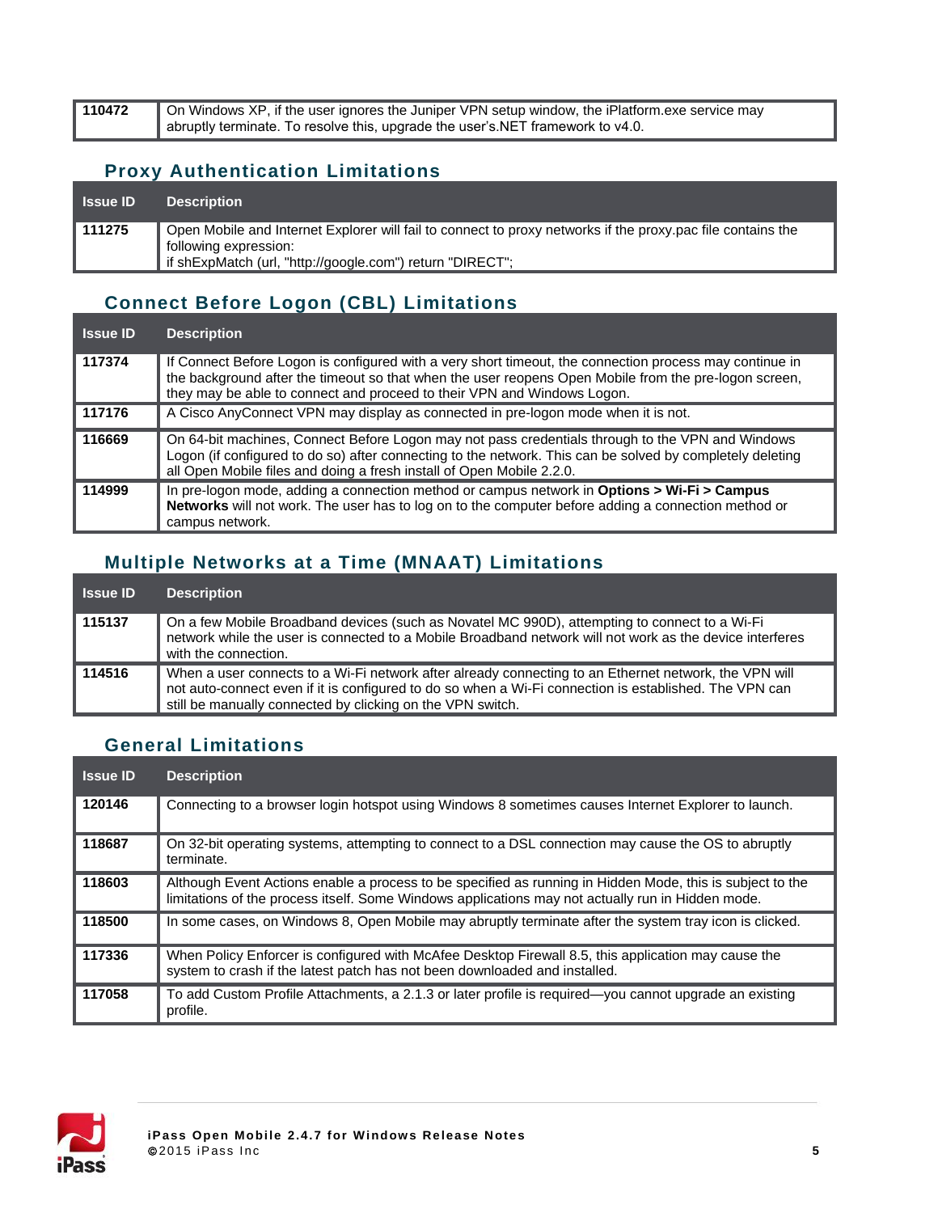| | |
|---|---|
| **110472** | On Windows XP, if the user ignores the Juniper VPN setup window, the iPlatform.exe service may abruptly terminate. To resolve this, upgrade the user's.NET framework to v4.0. |

## Proxy Authentication Limitations

| Issue ID | Description |
|---|---|
| **111275** | Open Mobile and Internet Explorer will fail to connect to proxy networks if the proxy.pac file contains the following expression:<br>if shExpMatch (url, "http://google.com") return "DIRECT"; |

## Connect Before Logon (CBL) Limitations

| Issue ID | Description |
|---|---|
| **117374** | If Connect Before Logon is configured with a very short timeout, the connection process may continue in the background after the timeout so that when the user reopens Open Mobile from the pre-logon screen, they may be able to connect and proceed to their VPN and Windows Logon. |
| **117176** | A Cisco AnyConnect VPN may display as connected in pre-logon mode when it is not. |
| **116669** | On 64-bit machines, Connect Before Logon may not pass credentials through to the VPN and Windows Logon (if configured to do so) after connecting to the network. This can be solved by completely deleting all Open Mobile files and doing a fresh install of Open Mobile 2.2.0. |
| **114999** | In pre-logon mode, adding a connection method or campus network in **Options > Wi-Fi > Campus Networks** will not work. The user has to log on to the computer before adding a connection method or campus network. |

## Multiple Networks at a Time (MNAAT) Limitations

| Issue ID | Description |
|---|---|
| **115137** | On a few Mobile Broadband devices (such as Novatel MC 990D), attempting to connect to a Wi-Fi network while the user is connected to a Mobile Broadband network will not work as the device interferes with the connection. |
| **114516** | When a user connects to a Wi-Fi network after already connecting to an Ethernet network, the VPN will not auto-connect even if it is configured to do so when a Wi-Fi connection is established. The VPN can still be manually connected by clicking on the VPN switch. |

## General Limitations

| Issue ID | Description |
|---|---|
| **120146** | Connecting to a browser login hotspot using Windows 8 sometimes causes Internet Explorer to launch. |
| **118687** | On 32-bit operating systems, attempting to connect to a DSL connection may cause the OS to abruptly terminate. |
| **118603** | Although Event Actions enable a process to be specified as running in Hidden Mode, this is subject to the limitations of the process itself. Some Windows applications may not actually run in Hidden mode. |
| **118500** | In some cases, on Windows 8, Open Mobile may abruptly terminate after the system tray icon is clicked. |
| **117336** | When Policy Enforcer is configured with McAfee Desktop Firewall 8.5, this application may cause the system to crash if the latest patch has not been downloaded and installed. |
| **117058** | To add Custom Profile Attachments, a 2.1.3 or later profile is required—you cannot upgrade an existing profile. |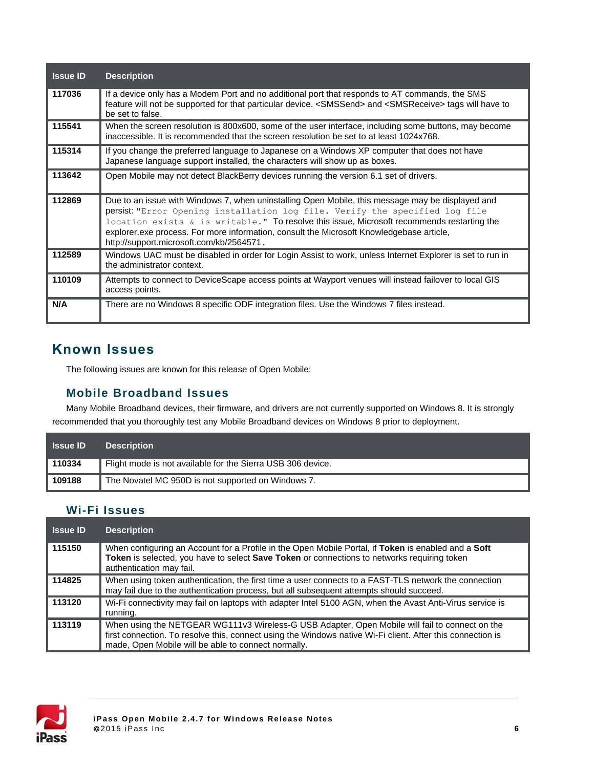| Issue ID | Description |
|---|---|
| 117036 | If a device only has a Modem Port and no additional port that responds to AT commands, the SMS feature will not be supported for that particular device. <SMSSend> and <SMSReceive> tags will have to be set to false. |
| 115541 | When the screen resolution is 800x600, some of the user interface, including some buttons, may become inaccessible. It is recommended that the screen resolution be set to at least 1024x768. |
| 115314 | If you change the preferred language to Japanese on a Windows XP computer that does not have Japanese language support installed, the characters will show up as boxes. |
| 113642 | Open Mobile may not detect BlackBerry devices running the version 6.1 set of drivers. |
| 112869 | Due to an issue with Windows 7, when uninstalling Open Mobile, this message may be displayed and persist: "`Error Opening installation log file. Verify the specified log file location exists & is writable.`" To resolve this issue, Microsoft recommends restarting the explorer.exe process. For more information, consult the Microsoft Knowledgebase article, http://support.microsoft.com/kb/2564571. |
| 112589 | Windows UAC must be disabled in order for Login Assist to work, unless Internet Explorer is set to run in the administrator context. |
| 110109 | Attempts to connect to DeviceScape access points at Wayport venues will instead failover to local GIS access points. |
| N/A | There are no Windows 8 specific ODF integration files. Use the Windows 7 files instead. |

## Known Issues

The following issues are known for this release of Open Mobile:

### Mobile Broadband Issues

Many Mobile Broadband devices, their firmware, and drivers are not currently supported on Windows 8. It is strongly recommended that you thoroughly test any Mobile Broadband devices on Windows 8 prior to deployment.

| Issue ID | Description |
|---|---|
| 110334 | Flight mode is not available for the Sierra USB 306 device. |
| 109188 | The Novatel MC 950D is not supported on Windows 7. |

### Wi-Fi Issues

| Issue ID | Description |
|---|---|
| 115150 | When configuring an Account for a Profile in the Open Mobile Portal, if **Token** is enabled and a **Soft Token** is selected, you have to select **Save Token** or connections to networks requiring token authentication may fail. |
| 114825 | When using token authentication, the first time a user connects to a FAST-TLS network the connection may fail due to the authentication process, but all subsequent attempts should succeed. |
| 113120 | Wi-Fi connectivity may fail on laptops with adapter Intel 5100 AGN, when the Avast Anti-Virus service is running. |
| 113119 | When using the NETGEAR WG111v3 Wireless-G USB Adapter, Open Mobile will fail to connect on the first connection. To resolve this, connect using the Windows native Wi-Fi client. After this connection is made, Open Mobile will be able to connect normally. |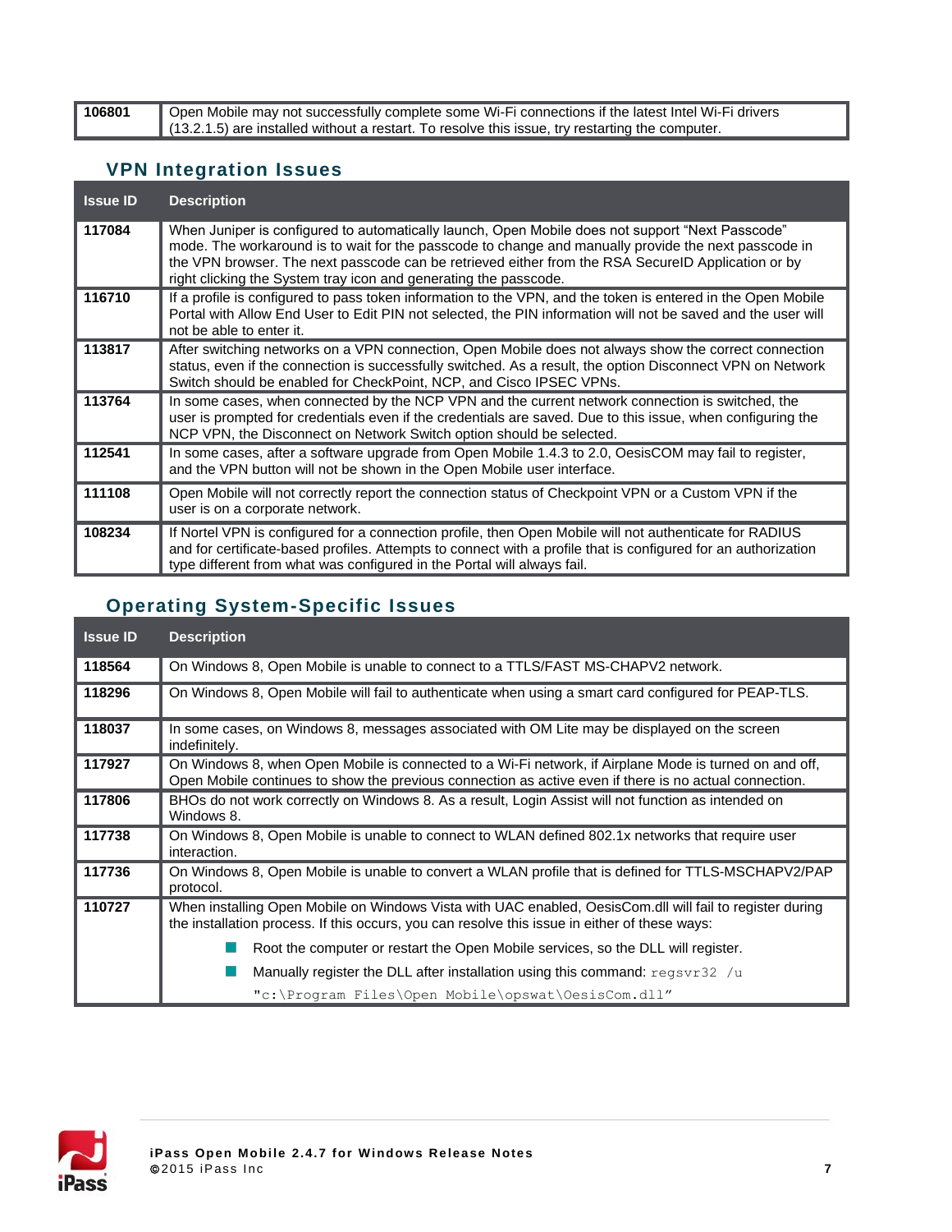| | |
|---|---|
| 106801 | Open Mobile may not successfully complete some Wi-Fi connections if the latest Intel Wi-Fi drivers (13.2.1.5) are installed without a restart. To resolve this issue, try restarting the computer. |

## VPN Integration Issues

| Issue ID | Description |
|---|---|
| 117084 | When Juniper is configured to automatically launch, Open Mobile does not support "Next Passcode" mode. The workaround is to wait for the passcode to change and manually provide the next passcode in the VPN browser. The next passcode can be retrieved either from the RSA SecureID Application or by right clicking the System tray icon and generating the passcode. |
| 116710 | If a profile is configured to pass token information to the VPN, and the token is entered in the Open Mobile Portal with Allow End User to Edit PIN not selected, the PIN information will not be saved and the user will not be able to enter it. |
| 113817 | After switching networks on a VPN connection, Open Mobile does not always show the correct connection status, even if the connection is successfully switched. As a result, the option Disconnect VPN on Network Switch should be enabled for CheckPoint, NCP, and Cisco IPSEC VPNs. |
| 113764 | In some cases, when connected by the NCP VPN and the current network connection is switched, the user is prompted for credentials even if the credentials are saved. Due to this issue, when configuring the NCP VPN, the Disconnect on Network Switch option should be selected. |
| 112541 | In some cases, after a software upgrade from Open Mobile 1.4.3 to 2.0, OesisCOM may fail to register, and the VPN button will not be shown in the Open Mobile user interface. |
| 111108 | Open Mobile will not correctly report the connection status of Checkpoint VPN or a Custom VPN if the user is on a corporate network. |
| 108234 | If Nortel VPN is configured for a connection profile, then Open Mobile will not authenticate for RADIUS and for certificate-based profiles. Attempts to connect with a profile that is configured for an authorization type different from what was configured in the Portal will always fail. |

## Operating System-Specific Issues

| Issue ID | Description |
|---|---|
| 118564 | On Windows 8, Open Mobile is unable to connect to a TTLS/FAST MS-CHAPV2 network. |
| 118296 | On Windows 8, Open Mobile will fail to authenticate when using a smart card configured for PEAP-TLS. |
| 118037 | In some cases, on Windows 8, messages associated with OM Lite may be displayed on the screen indefinitely. |
| 117927 | On Windows 8, when Open Mobile is connected to a Wi-Fi network, if Airplane Mode is turned on and off, Open Mobile continues to show the previous connection as active even if there is no actual connection. |
| 117806 | BHOs do not work correctly on Windows 8. As a result, Login Assist will not function as intended on Windows 8. |
| 117738 | On Windows 8, Open Mobile is unable to connect to WLAN defined 802.1x networks that require user interaction. |
| 117736 | On Windows 8, Open Mobile is unable to convert a WLAN profile that is defined for TTLS-MSCHAPV2/PAP protocol. |
| 110727 | When installing Open Mobile on Windows Vista with UAC enabled, OesisCom.dll will fail to register during the installation process. If this occurs, you can resolve this issue in either of these ways:<br>■ Root the computer or restart the Open Mobile services, so the DLL will register.<br>■ Manually register the DLL after installation using this command: `regsvr32 /u "c:\Program Files\Open Mobile\opswat\OesisCom.dll"` |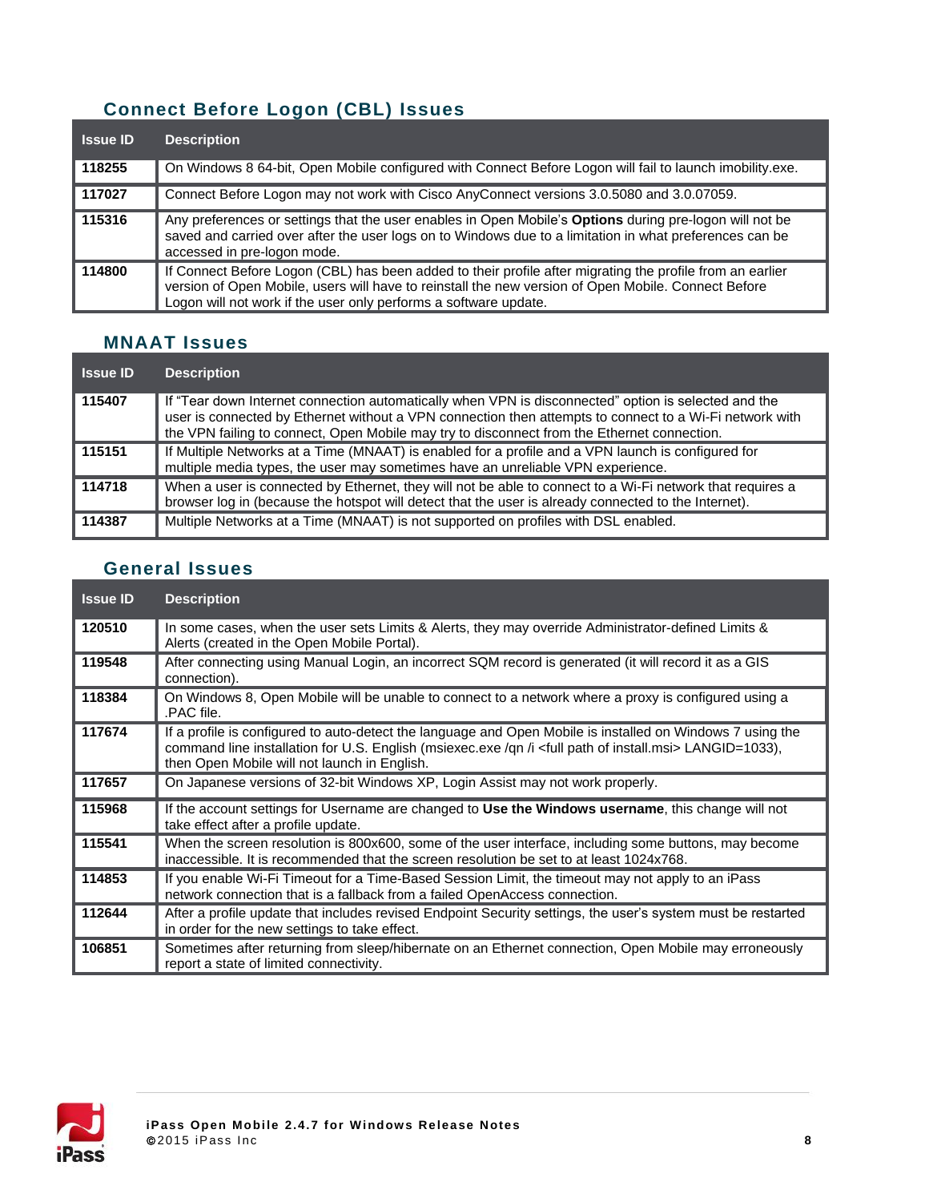## Connect Before Logon (CBL) Issues

| Issue ID | Description |
|---|---|
| **118255** | On Windows 8 64-bit, Open Mobile configured with Connect Before Logon will fail to launch imobility.exe. |
| **117027** | Connect Before Logon may not work with Cisco AnyConnect versions 3.0.5080 and 3.0.07059. |
| **115316** | Any preferences or settings that the user enables in Open Mobile's **Options** during pre-logon will not be saved and carried over after the user logs on to Windows due to a limitation in what preferences can be accessed in pre-logon mode. |
| **114800** | If Connect Before Logon (CBL) has been added to their profile after migrating the profile from an earlier version of Open Mobile, users will have to reinstall the new version of Open Mobile. Connect Before Logon will not work if the user only performs a software update. |

## MNAAT Issues

| Issue ID | Description |
|---|---|
| **115407** | If "Tear down Internet connection automatically when VPN is disconnected" option is selected and the user is connected by Ethernet without a VPN connection then attempts to connect to a Wi-Fi network with the VPN failing to connect, Open Mobile may try to disconnect from the Ethernet connection. |
| **115151** | If Multiple Networks at a Time (MNAAT) is enabled for a profile and a VPN launch is configured for multiple media types, the user may sometimes have an unreliable VPN experience. |
| **114718** | When a user is connected by Ethernet, they will not be able to connect to a Wi-Fi network that requires a browser log in (because the hotspot will detect that the user is already connected to the Internet). |
| **114387** | Multiple Networks at a Time (MNAAT) is not supported on profiles with DSL enabled. |

## General Issues

| Issue ID | Description |
|---|---|
| **120510** | In some cases, when the user sets Limits & Alerts, they may override Administrator-defined Limits & Alerts (created in the Open Mobile Portal). |
| **119548** | After connecting using Manual Login, an incorrect SQM record is generated (it will record it as a GIS connection). |
| **118384** | On Windows 8, Open Mobile will be unable to connect to a network where a proxy is configured using a .PAC file. |
| **117674** | If a profile is configured to auto-detect the language and Open Mobile is installed on Windows 7 using the command line installation for U.S. English (msiexec.exe /qn /i <full path of install.msi> LANGID=1033), then Open Mobile will not launch in English. |
| **117657** | On Japanese versions of 32-bit Windows XP, Login Assist may not work properly. |
| **115968** | If the account settings for Username are changed to **Use the Windows username**, this change will not take effect after a profile update. |
| **115541** | When the screen resolution is 800x600, some of the user interface, including some buttons, may become inaccessible. It is recommended that the screen resolution be set to at least 1024x768. |
| **114853** | If you enable Wi-Fi Timeout for a Time-Based Session Limit, the timeout may not apply to an iPass network connection that is a fallback from a failed OpenAccess connection. |
| **112644** | After a profile update that includes revised Endpoint Security settings, the user's system must be restarted in order for the new settings to take effect. |
| **106851** | Sometimes after returning from sleep/hibernate on an Ethernet connection, Open Mobile may erroneously report a state of limited connectivity. |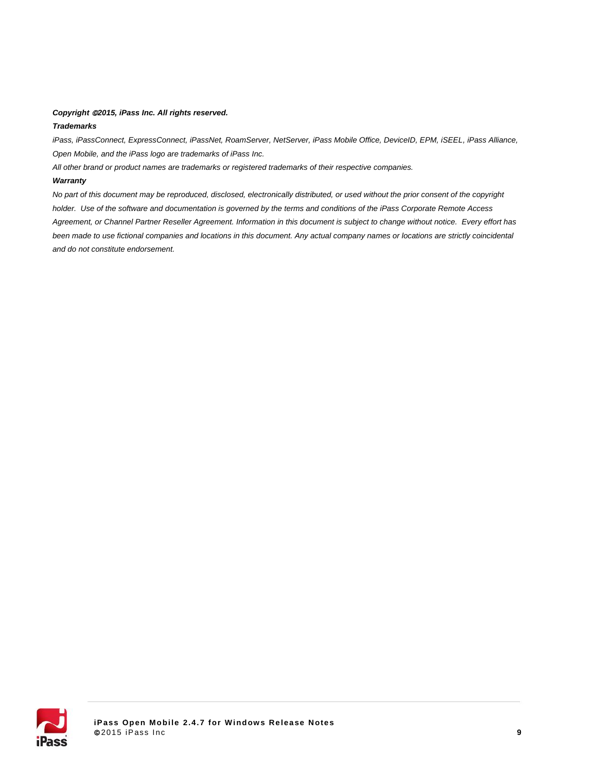***Copyright ©2015, iPass Inc. All rights reserved.***

***Trademarks***

*iPass, iPassConnect, ExpressConnect, iPassNet, RoamServer, NetServer, iPass Mobile Office, DeviceID, EPM, iSEEL, iPass Alliance, Open Mobile, and the iPass logo are trademarks of iPass Inc.*

*All other brand or product names are trademarks or registered trademarks of their respective companies.*

***Warranty***

*No part of this document may be reproduced, disclosed, electronically distributed, or used without the prior consent of the copyright holder. Use of the software and documentation is governed by the terms and conditions of the iPass Corporate Remote Access Agreement, or Channel Partner Reseller Agreement. Information in this document is subject to change without notice. Every effort has been made to use fictional companies and locations in this document. Any actual company names or locations are strictly coincidental and do not constitute endorsement.*